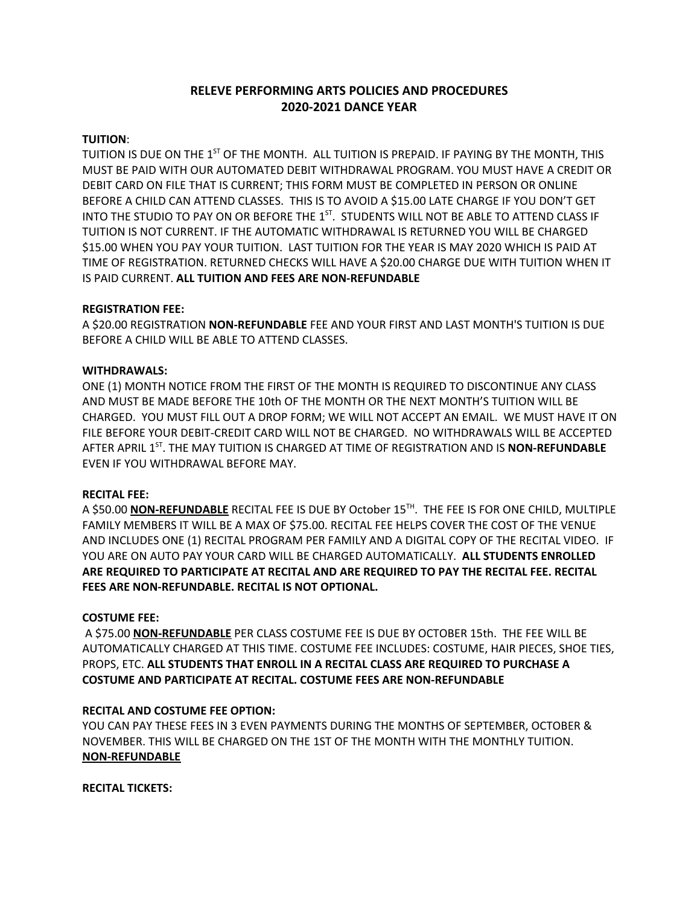# RELEVE PERFORMING ARTS POLICIES AND PROCEDURES
# 2020-2021 DANCE YEAR

**TUITION**:
TUITION IS DUE ON THE 1ST OF THE MONTH. ALL TUITION IS PREPAID. IF PAYING BY THE MONTH, THIS MUST BE PAID WITH OUR AUTOMATED DEBIT WITHDRAWAL PROGRAM. YOU MUST HAVE A CREDIT OR DEBIT CARD ON FILE THAT IS CURRENT; THIS FORM MUST BE COMPLETED IN PERSON OR ONLINE BEFORE A CHILD CAN ATTEND CLASSES. THIS IS TO AVOID A $15.00 LATE CHARGE IF YOU DON'T GET INTO THE STUDIO TO PAY ON OR BEFORE THE 1ST. STUDENTS WILL NOT BE ABLE TO ATTEND CLASS IF TUITION IS NOT CURRENT. IF THE AUTOMATIC WITHDRAWAL IS RETURNED YOU WILL BE CHARGED $15.00 WHEN YOU PAY YOUR TUITION. LAST TUITION FOR THE YEAR IS MAY 2020 WHICH IS PAID AT TIME OF REGISTRATION. RETURNED CHECKS WILL HAVE A $20.00 CHARGE DUE WITH TUITION WHEN IT IS PAID CURRENT. **ALL TUITION AND FEES ARE NON-REFUNDABLE**

**REGISTRATION FEE:**
A $20.00 REGISTRATION **NON-REFUNDABLE** FEE AND YOUR FIRST AND LAST MONTH'S TUITION IS DUE BEFORE A CHILD WILL BE ABLE TO ATTEND CLASSES.

**WITHDRAWALS:**
ONE (1) MONTH NOTICE FROM THE FIRST OF THE MONTH IS REQUIRED TO DISCONTINUE ANY CLASS AND MUST BE MADE BEFORE THE 10th OF THE MONTH OR THE NEXT MONTH'S TUITION WILL BE CHARGED. YOU MUST FILL OUT A DROP FORM; WE WILL NOT ACCEPT AN EMAIL. WE MUST HAVE IT ON FILE BEFORE YOUR DEBIT-CREDIT CARD WILL NOT BE CHARGED. NO WITHDRAWALS WILL BE ACCEPTED AFTER APRIL 1ST. THE MAY TUITION IS CHARGED AT TIME OF REGISTRATION AND IS **NON-REFUNDABLE** EVEN IF YOU WITHDRAWAL BEFORE MAY.

**RECITAL FEE:**
A $50.00 **NON-REFUNDABLE** RECITAL FEE IS DUE BY October 15TH. THE FEE IS FOR ONE CHILD, MULTIPLE FAMILY MEMBERS IT WILL BE A MAX OF $75.00. RECITAL FEE HELPS COVER THE COST OF THE VENUE AND INCLUDES ONE (1) RECITAL PROGRAM PER FAMILY AND A DIGITAL COPY OF THE RECITAL VIDEO. IF YOU ARE ON AUTO PAY YOUR CARD WILL BE CHARGED AUTOMATICALLY. **ALL STUDENTS ENROLLED ARE REQUIRED TO PARTICIPATE AT RECITAL AND ARE REQUIRED TO PAY THE RECITAL FEE. RECITAL FEES ARE NON-REFUNDABLE. RECITAL IS NOT OPTIONAL.**

**COSTUME FEE:**
A $75.00 **NON-REFUNDABLE** PER CLASS COSTUME FEE IS DUE BY OCTOBER 15th. THE FEE WILL BE AUTOMATICALLY CHARGED AT THIS TIME. COSTUME FEE INCLUDES: COSTUME, HAIR PIECES, SHOE TIES, PROPS, ETC. **ALL STUDENTS THAT ENROLL IN A RECITAL CLASS ARE REQUIRED TO PURCHASE A COSTUME AND PARTICIPATE AT RECITAL. COSTUME FEES ARE NON-REFUNDABLE**

**RECITAL AND COSTUME FEE OPTION:**
YOU CAN PAY THESE FEES IN 3 EVEN PAYMENTS DURING THE MONTHS OF SEPTEMBER, OCTOBER & NOVEMBER. THIS WILL BE CHARGED ON THE 1ST OF THE MONTH WITH THE MONTHLY TUITION. **NON-REFUNDABLE**

**RECITAL TICKETS:**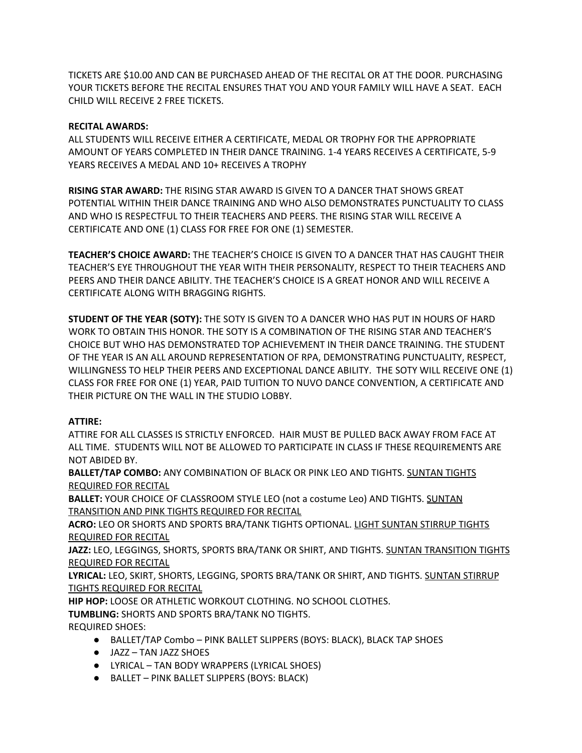TICKETS ARE $10.00 AND CAN BE PURCHASED AHEAD OF THE RECITAL OR AT THE DOOR. PURCHASING YOUR TICKETS BEFORE THE RECITAL ENSURES THAT YOU AND YOUR FAMILY WILL HAVE A SEAT. EACH CHILD WILL RECEIVE 2 FREE TICKETS.

**RECITAL AWARDS:**
ALL STUDENTS WILL RECEIVE EITHER A CERTIFICATE, MEDAL OR TROPHY FOR THE APPROPRIATE AMOUNT OF YEARS COMPLETED IN THEIR DANCE TRAINING. 1-4 YEARS RECEIVES A CERTIFICATE, 5-9 YEARS RECEIVES A MEDAL AND 10+ RECEIVES A TROPHY

**RISING STAR AWARD:** THE RISING STAR AWARD IS GIVEN TO A DANCER THAT SHOWS GREAT POTENTIAL WITHIN THEIR DANCE TRAINING AND WHO ALSO DEMONSTRATES PUNCTUALITY TO CLASS AND WHO IS RESPECTFUL TO THEIR TEACHERS AND PEERS. THE RISING STAR WILL RECEIVE A CERTIFICATE AND ONE (1) CLASS FOR FREE FOR ONE (1) SEMESTER.

**TEACHER'S CHOICE AWARD:** THE TEACHER'S CHOICE IS GIVEN TO A DANCER THAT HAS CAUGHT THEIR TEACHER'S EYE THROUGHOUT THE YEAR WITH THEIR PERSONALITY, RESPECT TO THEIR TEACHERS AND PEERS AND THEIR DANCE ABILITY. THE TEACHER'S CHOICE IS A GREAT HONOR AND WILL RECEIVE A CERTIFICATE ALONG WITH BRAGGING RIGHTS.

**STUDENT OF THE YEAR (SOTY):** THE SOTY IS GIVEN TO A DANCER WHO HAS PUT IN HOURS OF HARD WORK TO OBTAIN THIS HONOR. THE SOTY IS A COMBINATION OF THE RISING STAR AND TEACHER'S CHOICE BUT WHO HAS DEMONSTRATED TOP ACHIEVEMENT IN THEIR DANCE TRAINING. THE STUDENT OF THE YEAR IS AN ALL AROUND REPRESENTATION OF RPA, DEMONSTRATING PUNCTUALITY, RESPECT, WILLINGNESS TO HELP THEIR PEERS AND EXCEPTIONAL DANCE ABILITY. THE SOTY WILL RECEIVE ONE (1) CLASS FOR FREE FOR ONE (1) YEAR, PAID TUITION TO NUVO DANCE CONVENTION, A CERTIFICATE AND THEIR PICTURE ON THE WALL IN THE STUDIO LOBBY.

**ATTIRE:**
ATTIRE FOR ALL CLASSES IS STRICTLY ENFORCED. HAIR MUST BE PULLED BACK AWAY FROM FACE AT ALL TIME. STUDENTS WILL NOT BE ALLOWED TO PARTICIPATE IN CLASS IF THESE REQUIREMENTS ARE NOT ABIDED BY.

**BALLET/TAP COMBO:** ANY COMBINATION OF BLACK OR PINK LEO AND TIGHTS. <u>SUNTAN TIGHTS REQUIRED FOR RECITAL</u>

**BALLET:** YOUR CHOICE OF CLASSROOM STYLE LEO (not a costume Leo) AND TIGHTS. <u>SUNTAN TRANSITION AND PINK TIGHTS REQUIRED FOR RECITAL</u>

**ACRO:** LEO OR SHORTS AND SPORTS BRA/TANK TIGHTS OPTIONAL. <u>LIGHT SUNTAN STIRRUP TIGHTS REQUIRED FOR RECITAL</u>

**JAZZ:** LEO, LEGGINGS, SHORTS, SPORTS BRA/TANK OR SHIRT, AND TIGHTS. <u>SUNTAN TRANSITION TIGHTS REQUIRED FOR RECITAL</u>

**LYRICAL:** LEO, SKIRT, SHORTS, LEGGING, SPORTS BRA/TANK OR SHIRT, AND TIGHTS. <u>SUNTAN STIRRUP TIGHTS REQUIRED FOR RECITAL</u>

**HIP HOP:** LOOSE OR ATHLETIC WORKOUT CLOTHING. NO SCHOOL CLOTHES.

**TUMBLING:** SHORTS AND SPORTS BRA/TANK NO TIGHTS.

REQUIRED SHOES:

- BALLET/TAP Combo – PINK BALLET SLIPPERS (BOYS: BLACK), BLACK TAP SHOES
- JAZZ – TAN JAZZ SHOES
- LYRICAL – TAN BODY WRAPPERS (LYRICAL SHOES)
- BALLET – PINK BALLET SLIPPERS (BOYS: BLACK)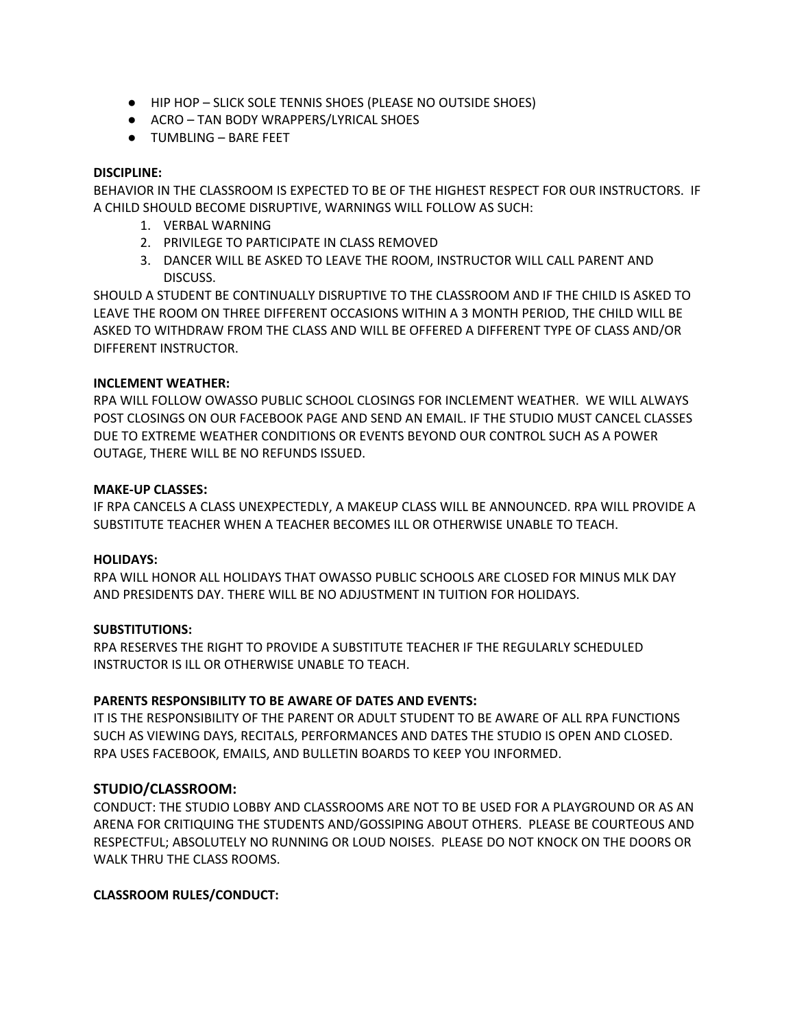- HIP HOP – SLICK SOLE TENNIS SHOES (PLEASE NO OUTSIDE SHOES)
- ACRO – TAN BODY WRAPPERS/LYRICAL SHOES
- TUMBLING – BARE FEET

**DISCIPLINE:**
BEHAVIOR IN THE CLASSROOM IS EXPECTED TO BE OF THE HIGHEST RESPECT FOR OUR INSTRUCTORS. IF A CHILD SHOULD BECOME DISRUPTIVE, WARNINGS WILL FOLLOW AS SUCH:

1. VERBAL WARNING
2. PRIVILEGE TO PARTICIPATE IN CLASS REMOVED
3. DANCER WILL BE ASKED TO LEAVE THE ROOM, INSTRUCTOR WILL CALL PARENT AND DISCUSS.

SHOULD A STUDENT BE CONTINUALLY DISRUPTIVE TO THE CLASSROOM AND IF THE CHILD IS ASKED TO LEAVE THE ROOM ON THREE DIFFERENT OCCASIONS WITHIN A 3 MONTH PERIOD, THE CHILD WILL BE ASKED TO WITHDRAW FROM THE CLASS AND WILL BE OFFERED A DIFFERENT TYPE OF CLASS AND/OR DIFFERENT INSTRUCTOR.

**INCLEMENT WEATHER:**
RPA WILL FOLLOW OWASSO PUBLIC SCHOOL CLOSINGS FOR INCLEMENT WEATHER. WE WILL ALWAYS POST CLOSINGS ON OUR FACEBOOK PAGE AND SEND AN EMAIL. IF THE STUDIO MUST CANCEL CLASSES DUE TO EXTREME WEATHER CONDITIONS OR EVENTS BEYOND OUR CONTROL SUCH AS A POWER OUTAGE, THERE WILL BE NO REFUNDS ISSUED.

**MAKE-UP CLASSES:**
IF RPA CANCELS A CLASS UNEXPECTEDLY, A MAKEUP CLASS WILL BE ANNOUNCED. RPA WILL PROVIDE A SUBSTITUTE TEACHER WHEN A TEACHER BECOMES ILL OR OTHERWISE UNABLE TO TEACH.

**HOLIDAYS:**
RPA WILL HONOR ALL HOLIDAYS THAT OWASSO PUBLIC SCHOOLS ARE CLOSED FOR MINUS MLK DAY AND PRESIDENTS DAY. THERE WILL BE NO ADJUSTMENT IN TUITION FOR HOLIDAYS.

**SUBSTITUTIONS:**
RPA RESERVES THE RIGHT TO PROVIDE A SUBSTITUTE TEACHER IF THE REGULARLY SCHEDULED INSTRUCTOR IS ILL OR OTHERWISE UNABLE TO TEACH.

**PARENTS RESPONSIBILITY TO BE AWARE OF DATES AND EVENTS:**
IT IS THE RESPONSIBILITY OF THE PARENT OR ADULT STUDENT TO BE AWARE OF ALL RPA FUNCTIONS SUCH AS VIEWING DAYS, RECITALS, PERFORMANCES AND DATES THE STUDIO IS OPEN AND CLOSED. RPA USES FACEBOOK, EMAILS, AND BULLETIN BOARDS TO KEEP YOU INFORMED.

## STUDIO/CLASSROOM:

CONDUCT: THE STUDIO LOBBY AND CLASSROOMS ARE NOT TO BE USED FOR A PLAYGROUND OR AS AN ARENA FOR CRITIQUING THE STUDENTS AND/GOSSIPING ABOUT OTHERS. PLEASE BE COURTEOUS AND RESPECTFUL; ABSOLUTELY NO RUNNING OR LOUD NOISES. PLEASE DO NOT KNOCK ON THE DOORS OR WALK THRU THE CLASS ROOMS.

**CLASSROOM RULES/CONDUCT:**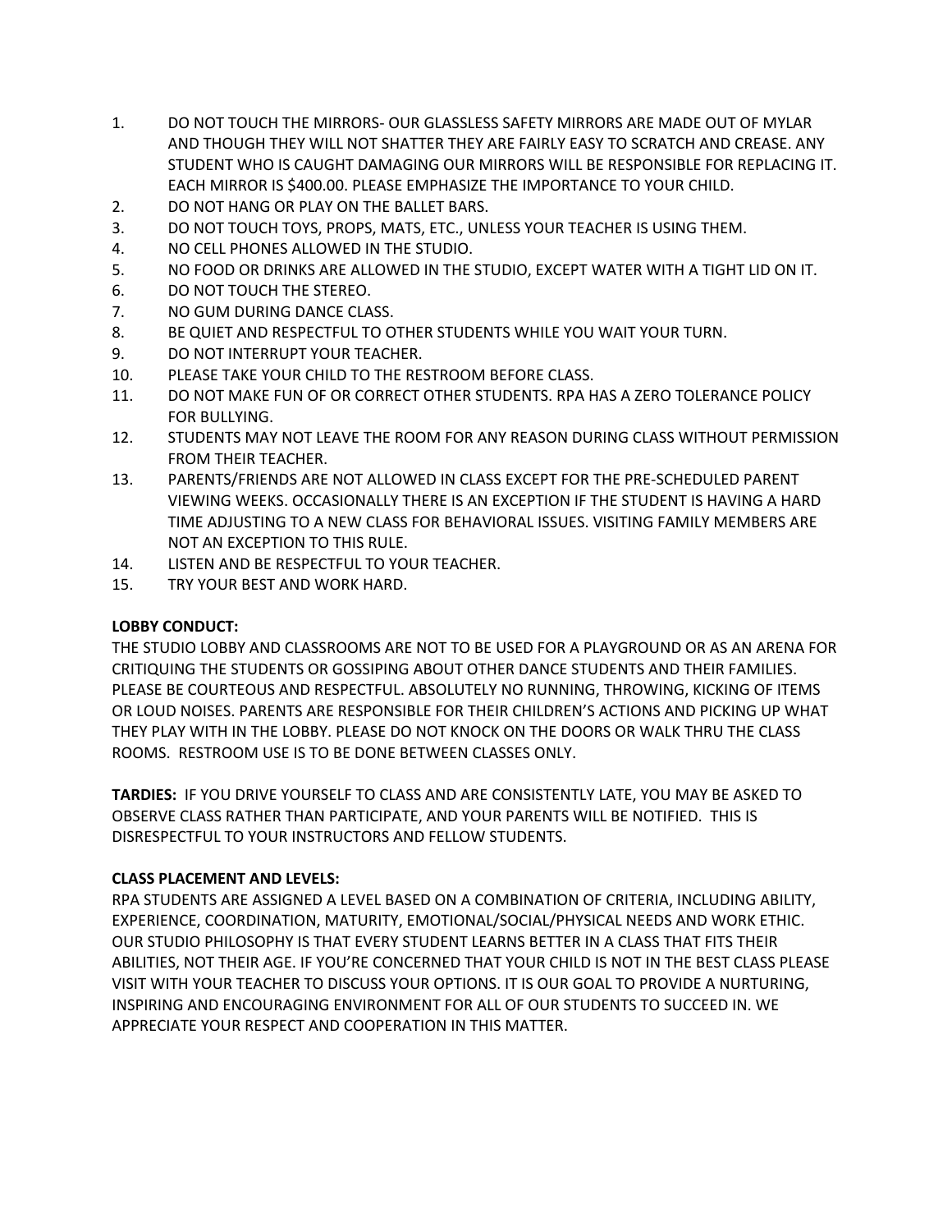1. DO NOT TOUCH THE MIRRORS- OUR GLASSLESS SAFETY MIRRORS ARE MADE OUT OF MYLAR AND THOUGH THEY WILL NOT SHATTER THEY ARE FAIRLY EASY TO SCRATCH AND CREASE. ANY STUDENT WHO IS CAUGHT DAMAGING OUR MIRRORS WILL BE RESPONSIBLE FOR REPLACING IT. EACH MIRROR IS $400.00. PLEASE EMPHASIZE THE IMPORTANCE TO YOUR CHILD.
2. DO NOT HANG OR PLAY ON THE BALLET BARS.
3. DO NOT TOUCH TOYS, PROPS, MATS, ETC., UNLESS YOUR TEACHER IS USING THEM.
4. NO CELL PHONES ALLOWED IN THE STUDIO.
5. NO FOOD OR DRINKS ARE ALLOWED IN THE STUDIO, EXCEPT WATER WITH A TIGHT LID ON IT.
6. DO NOT TOUCH THE STEREO.
7. NO GUM DURING DANCE CLASS.
8. BE QUIET AND RESPECTFUL TO OTHER STUDENTS WHILE YOU WAIT YOUR TURN.
9. DO NOT INTERRUPT YOUR TEACHER.
10. PLEASE TAKE YOUR CHILD TO THE RESTROOM BEFORE CLASS.
11. DO NOT MAKE FUN OF OR CORRECT OTHER STUDENTS. RPA HAS A ZERO TOLERANCE POLICY FOR BULLYING.
12. STUDENTS MAY NOT LEAVE THE ROOM FOR ANY REASON DURING CLASS WITHOUT PERMISSION FROM THEIR TEACHER.
13. PARENTS/FRIENDS ARE NOT ALLOWED IN CLASS EXCEPT FOR THE PRE-SCHEDULED PARENT VIEWING WEEKS. OCCASIONALLY THERE IS AN EXCEPTION IF THE STUDENT IS HAVING A HARD TIME ADJUSTING TO A NEW CLASS FOR BEHAVIORAL ISSUES. VISITING FAMILY MEMBERS ARE NOT AN EXCEPTION TO THIS RULE.
14. LISTEN AND BE RESPECTFUL TO YOUR TEACHER.
15. TRY YOUR BEST AND WORK HARD.

**LOBBY CONDUCT:**
THE STUDIO LOBBY AND CLASSROOMS ARE NOT TO BE USED FOR A PLAYGROUND OR AS AN ARENA FOR CRITIQUING THE STUDENTS OR GOSSIPING ABOUT OTHER DANCE STUDENTS AND THEIR FAMILIES. PLEASE BE COURTEOUS AND RESPECTFUL. ABSOLUTELY NO RUNNING, THROWING, KICKING OF ITEMS OR LOUD NOISES. PARENTS ARE RESPONSIBLE FOR THEIR CHILDREN'S ACTIONS AND PICKING UP WHAT THEY PLAY WITH IN THE LOBBY. PLEASE DO NOT KNOCK ON THE DOORS OR WALK THRU THE CLASS ROOMS. RESTROOM USE IS TO BE DONE BETWEEN CLASSES ONLY.

**TARDIES:** IF YOU DRIVE YOURSELF TO CLASS AND ARE CONSISTENTLY LATE, YOU MAY BE ASKED TO OBSERVE CLASS RATHER THAN PARTICIPATE, AND YOUR PARENTS WILL BE NOTIFIED. THIS IS DISRESPECTFUL TO YOUR INSTRUCTORS AND FELLOW STUDENTS.

**CLASS PLACEMENT AND LEVELS:**
RPA STUDENTS ARE ASSIGNED A LEVEL BASED ON A COMBINATION OF CRITERIA, INCLUDING ABILITY, EXPERIENCE, COORDINATION, MATURITY, EMOTIONAL/SOCIAL/PHYSICAL NEEDS AND WORK ETHIC. OUR STUDIO PHILOSOPHY IS THAT EVERY STUDENT LEARNS BETTER IN A CLASS THAT FITS THEIR ABILITIES, NOT THEIR AGE. IF YOU'RE CONCERNED THAT YOUR CHILD IS NOT IN THE BEST CLASS PLEASE VISIT WITH YOUR TEACHER TO DISCUSS YOUR OPTIONS. IT IS OUR GOAL TO PROVIDE A NURTURING, INSPIRING AND ENCOURAGING ENVIRONMENT FOR ALL OF OUR STUDENTS TO SUCCEED IN. WE APPRECIATE YOUR RESPECT AND COOPERATION IN THIS MATTER.